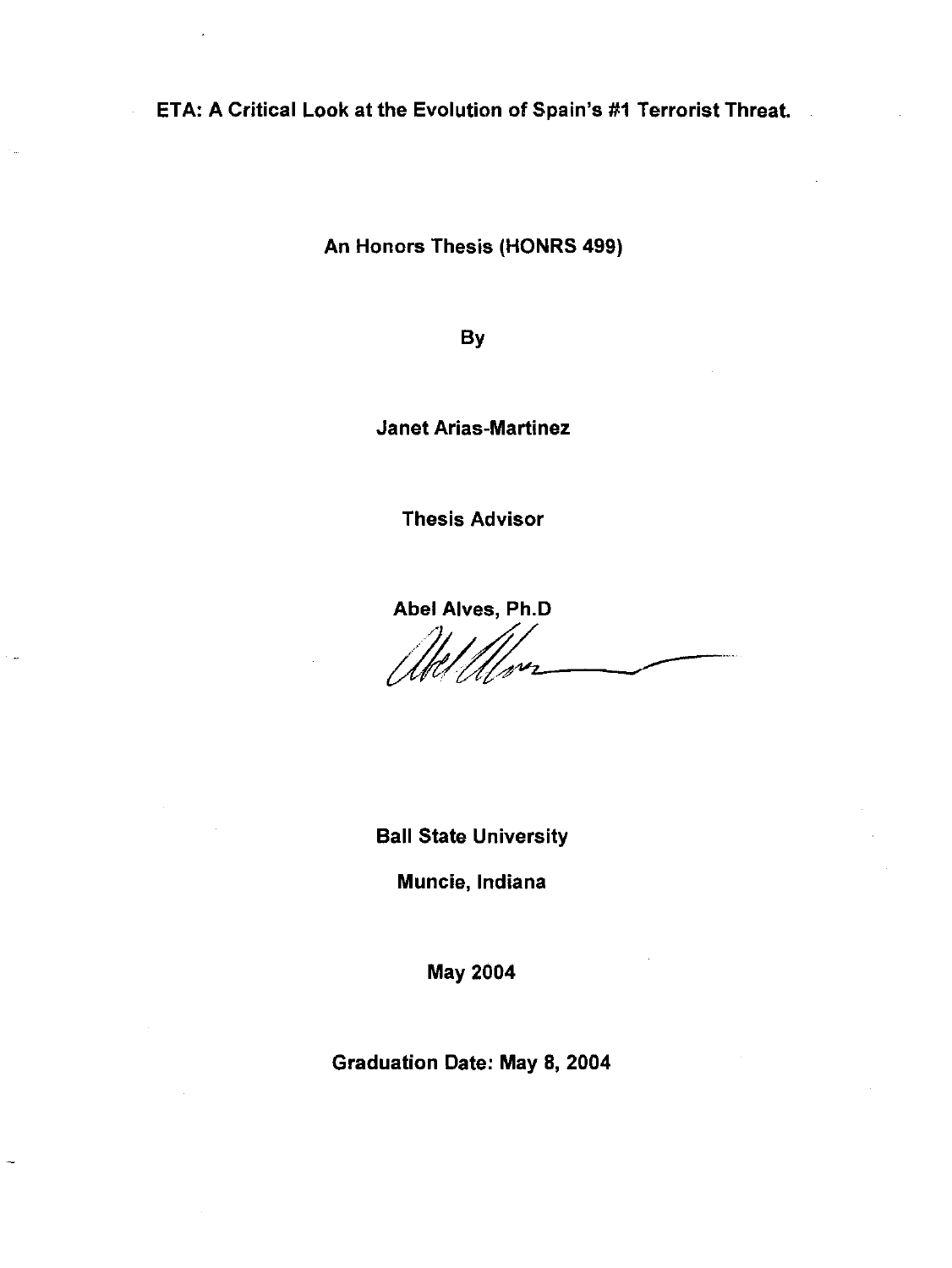# ETA: A Critical Look at the Evolution of Spain's #1 Terrorist Threat.

An Honors Thesis (HONRS 499)

By

Janet Arias-Martinez

Thesis Advisor

Abel Alves, Ph.D

Ball State University

Muncie, Indiana

May 2004

Graduation Date: May 8, 2004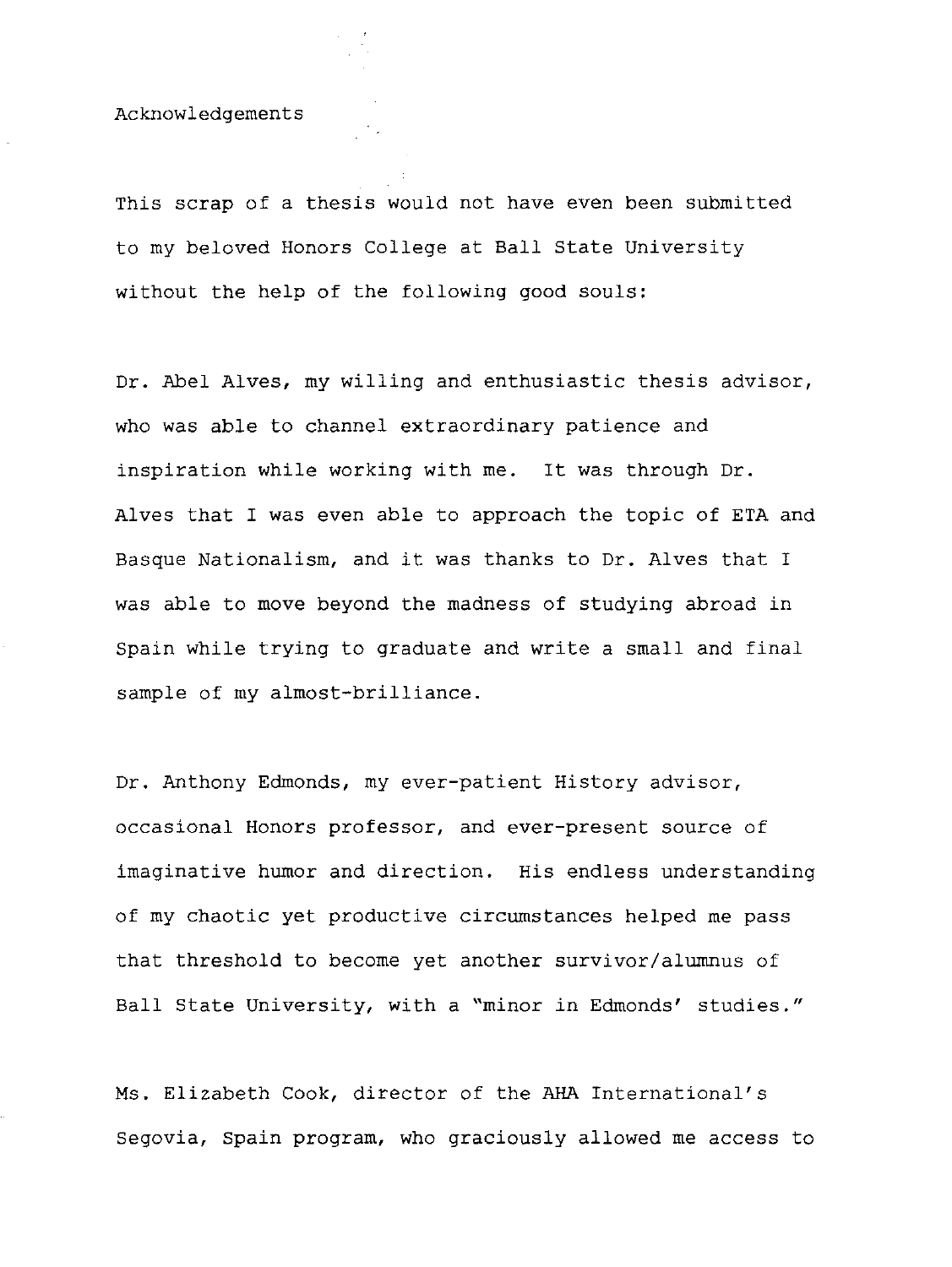# Acknowledgements

This scrap of a thesis would not have even been submitted to my beloved Honors College at Ball State University without the help of the following good souls:

Dr. Abel Alves, my willing and enthusiastic thesis advisor, who was able to channel extraordinary patience and inspiration while working with me. It was through Dr. Alves that I was even able to approach the topic of ETA and Basque Nationalism, and it was thanks to Dr. Alves that I was able to move beyond the madness of studying abroad in Spain while trying to graduate and write a small and final sample of my almost-brilliance.

Dr. Anthony Edmonds, my ever-patient History advisor, occasional Honors professor, and ever-present source of imaginative humor and direction. His endless understanding of my chaotic yet productive circumstances helped me pass that threshold to become yet another survivor/alumnus of Ball State University, with a "minor in Edmonds' studies."

Ms. Elizabeth Cook, director of the AHA International's Segovia, Spain program, who graciously allowed me access to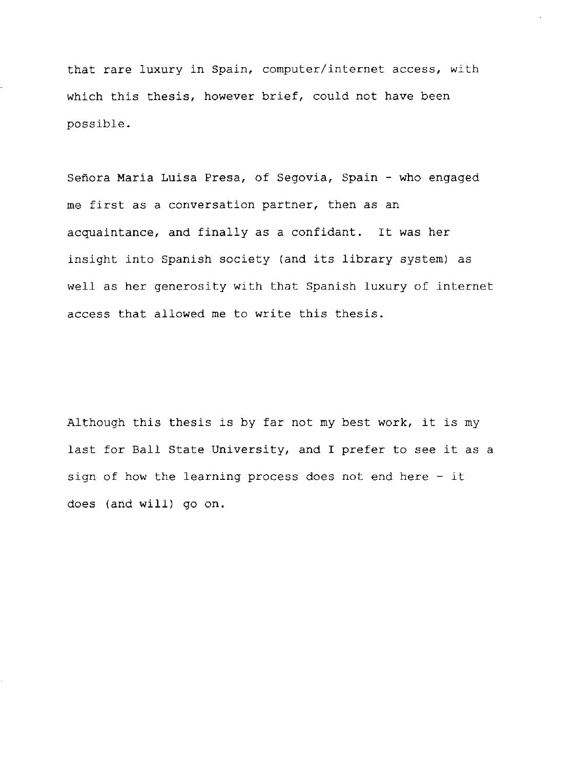that rare luxury in Spain, computer/internet access, with which this thesis, however brief, could not have been possible.

Señora María Luisa Presa, of Segovia, Spain - who engaged me first as a conversation partner, then as an acquaintance, and finally as a confidant. It was her insight into Spanish society (and its library system) as well as her generosity with that Spanish luxury of internet access that allowed me to write this thesis.

Although this thesis is by far not my best work, it is my last for Ball State University, and I prefer to see it as a sign of how the learning process does not end here - it does (and will) go on.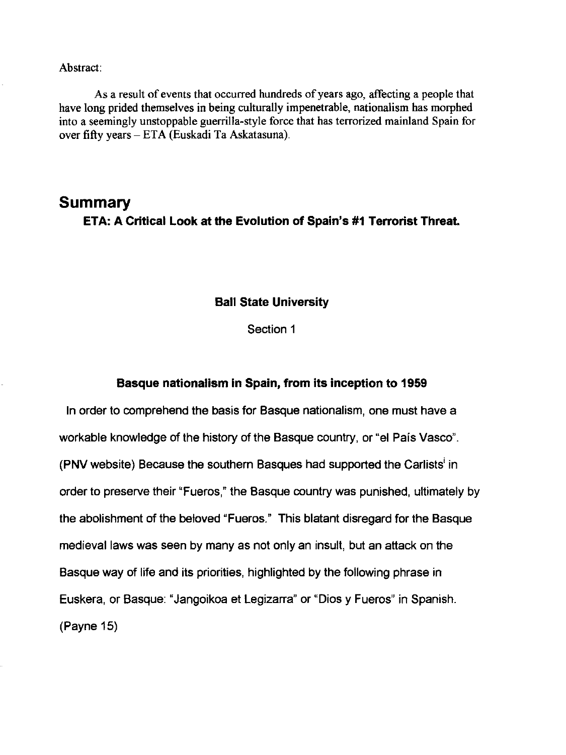Abstract:

As a result of events that occurred hundreds of years ago, affecting a people that have long prided themselves in being culturally impenetrable, nationalism has morphed into a seemingly unstoppable guerrilla-style force that has terrorized mainland Spain for over fifty years – ETA (Euskadi Ta Askatasuna).

# Summary

## ETA: A Critical Look at the Evolution of Spain's #1 Terrorist Threat.

**Ball State University**

Section 1

### Basque nationalism in Spain, from its inception to 1959

In order to comprehend the basis for Basque nationalism, one must have a workable knowledge of the history of the Basque country, or "el País Vasco". (PNV website) Because the southern Basques had supported the Carlists[i] in order to preserve their "Fueros," the Basque country was punished, ultimately by the abolishment of the beloved "Fueros." This blatant disregard for the Basque medieval laws was seen by many as not only an insult, but an attack on the Basque way of life and its priorities, highlighted by the following phrase in Euskera, or Basque: "Jangoikoa et Legizarra" or "Dios y Fueros" in Spanish. (Payne 15)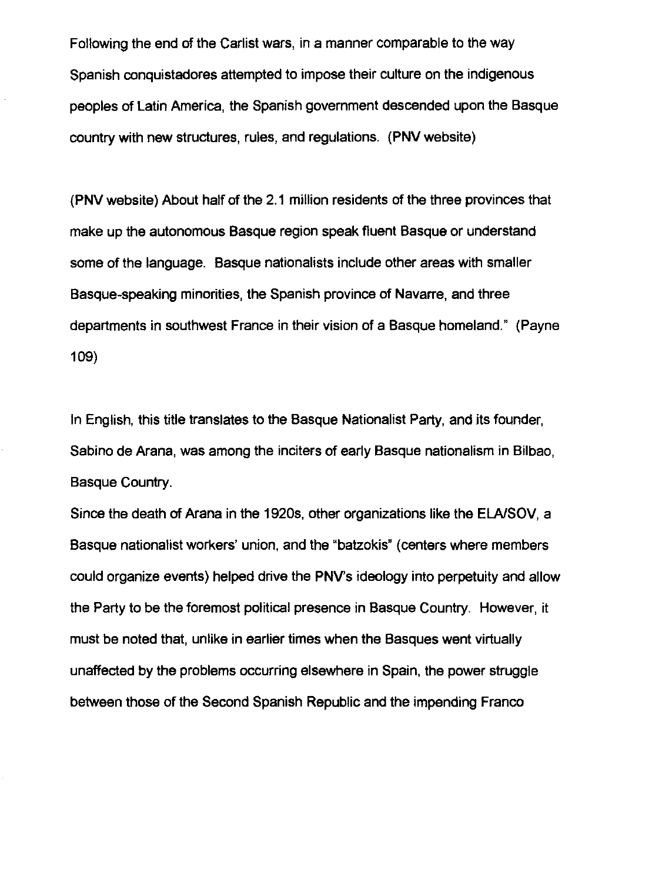Following the end of the Carlist wars, in a manner comparable to the way Spanish conquistadores attempted to impose their culture on the indigenous peoples of Latin America, the Spanish government descended upon the Basque country with new structures, rules, and regulations. (PNV website)

(PNV website) About half of the 2.1 million residents of the three provinces that make up the autonomous Basque region speak fluent Basque or understand some of the language. Basque nationalists include other areas with smaller Basque-speaking minorities, the Spanish province of Navarre, and three departments in southwest France in their vision of a Basque homeland." (Payne 109)

In English, this title translates to the Basque Nationalist Party, and its founder, Sabino de Arana, was among the inciters of early Basque nationalism in Bilbao, Basque Country.

Since the death of Arana in the 1920s, other organizations like the ELA/SOV, a Basque nationalist workers' union, and the "batzokis" (centers where members could organize events) helped drive the PNV's ideology into perpetuity and allow the Party to be the foremost political presence in Basque Country. However, it must be noted that, unlike in earlier times when the Basques went virtually unaffected by the problems occurring elsewhere in Spain, the power struggle between those of the Second Spanish Republic and the impending Franco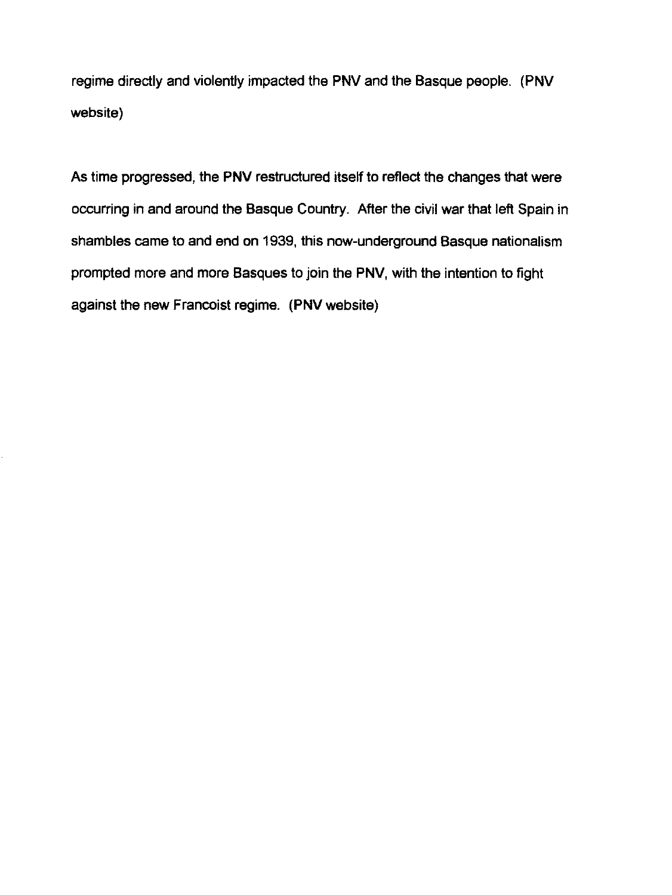regime directly and violently impacted the PNV and the Basque people. (PNV website)

As time progressed, the PNV restructured itself to reflect the changes that were occurring in and around the Basque Country. After the civil war that left Spain in shambles came to and end on 1939, this now-underground Basque nationalism prompted more and more Basques to join the PNV, with the intention to fight against the new Francoist regime. (PNV website)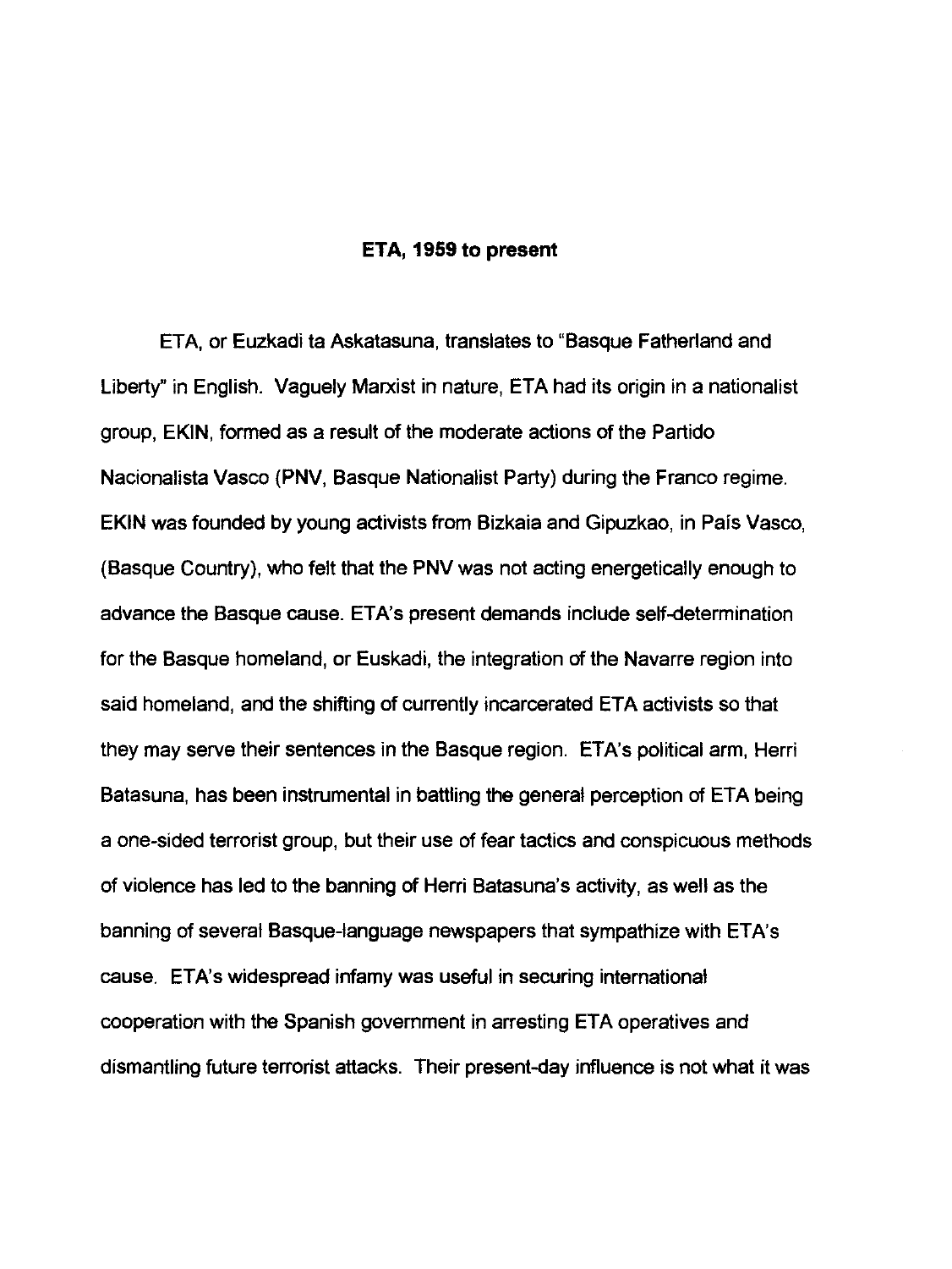**ETA, 1959 to present**

ETA, or Euzkadi ta Askatasuna, translates to "Basque Fatherland and Liberty" in English. Vaguely Marxist in nature, ETA had its origin in a nationalist group, EKIN, formed as a result of the moderate actions of the Partido Nacionalista Vasco (PNV, Basque Nationalist Party) during the Franco regime. EKIN was founded by young activists from Bizkaia and Gipuzkao, in País Vasco, (Basque Country), who felt that the PNV was not acting energetically enough to advance the Basque cause. ETA's present demands include self-determination for the Basque homeland, or Euskadi, the integration of the Navarre region into said homeland, and the shifting of currently incarcerated ETA activists so that they may serve their sentences in the Basque region. ETA's political arm, Herri Batasuna, has been instrumental in battling the general perception of ETA being a one-sided terrorist group, but their use of fear tactics and conspicuous methods of violence has led to the banning of Herri Batasuna's activity, as well as the banning of several Basque-language newspapers that sympathize with ETA's cause. ETA's widespread infamy was useful in securing international cooperation with the Spanish government in arresting ETA operatives and dismantling future terrorist attacks. Their present-day influence is not what it was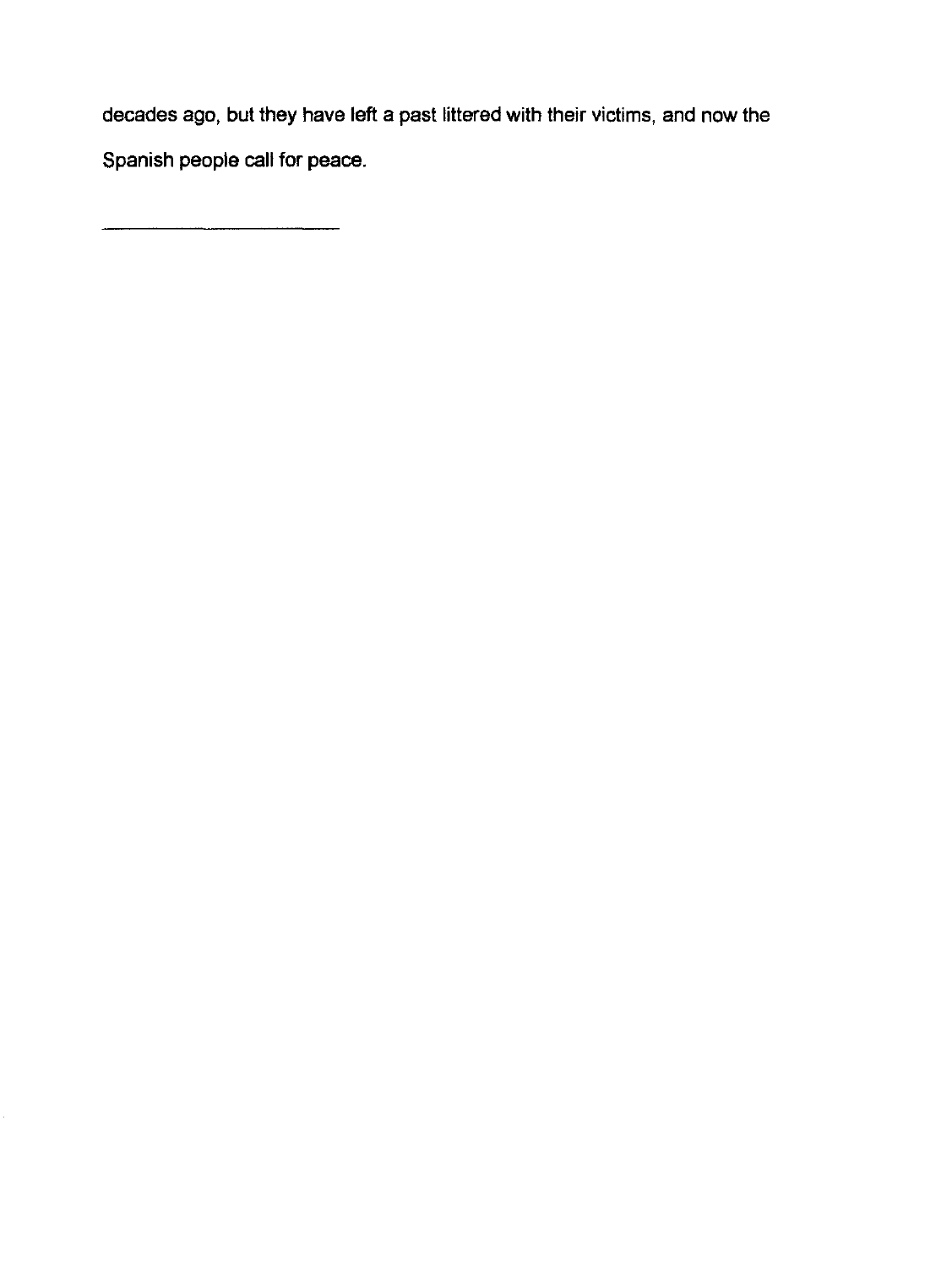decades ago, but they have left a past littered with their victims, and now the Spanish people call for peace.

---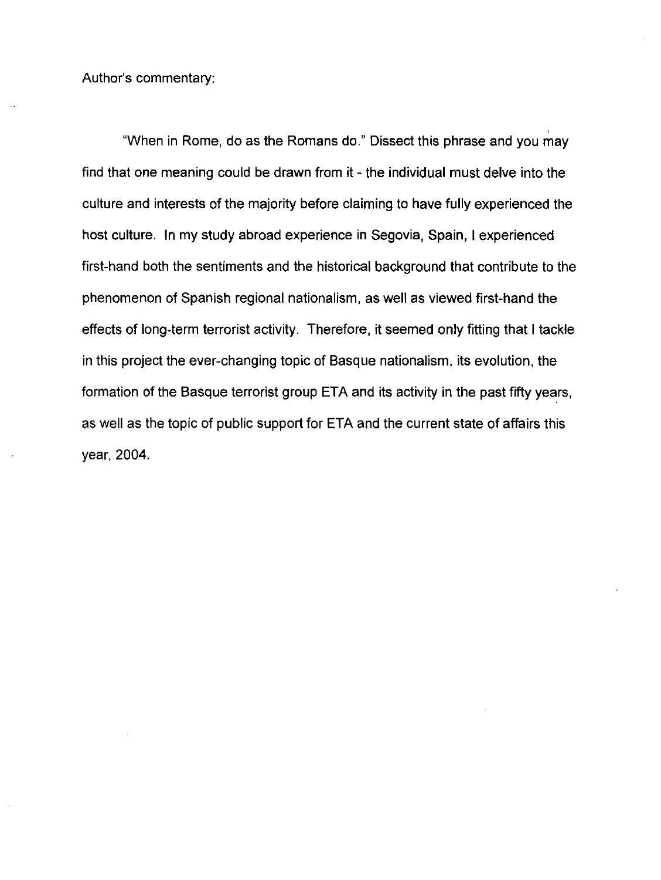Author's commentary:

"When in Rome, do as the Romans do." Dissect this phrase and you may find that one meaning could be drawn from it - the individual must delve into the culture and interests of the majority before claiming to have fully experienced the host culture. In my study abroad experience in Segovia, Spain, I experienced first-hand both the sentiments and the historical background that contribute to the phenomenon of Spanish regional nationalism, as well as viewed first-hand the effects of long-term terrorist activity. Therefore, it seemed only fitting that I tackle in this project the ever-changing topic of Basque nationalism, its evolution, the formation of the Basque terrorist group ETA and its activity in the past fifty years, as well as the topic of public support for ETA and the current state of affairs this year, 2004.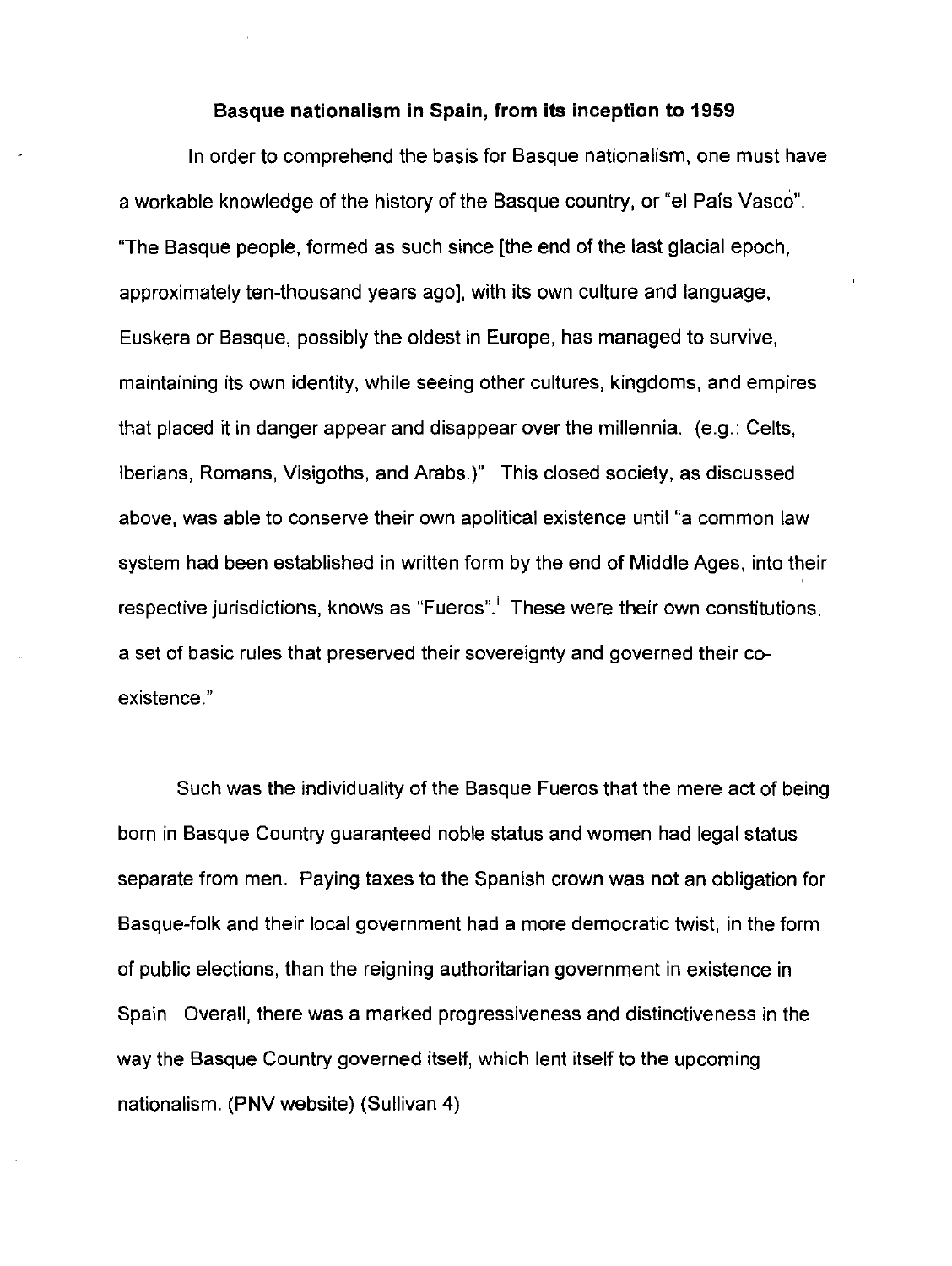**Basque nationalism in Spain, from its inception to 1959**

In order to comprehend the basis for Basque nationalism, one must have a workable knowledge of the history of the Basque country, or "el País Vasco". "The Basque people, formed as such since [the end of the last glacial epoch, approximately ten-thousand years ago], with its own culture and language, Euskera or Basque, possibly the oldest in Europe, has managed to survive, maintaining its own identity, while seeing other cultures, kingdoms, and empires that placed it in danger appear and disappear over the millennia. (e.g.: Celts, Iberians, Romans, Visigoths, and Arabs.)" This closed society, as discussed above, was able to conserve their own apolitical existence until "a common law system had been established in written form by the end of Middle Ages, into their respective jurisdictions, knows as "Fueros".[i] These were their own constitutions, a set of basic rules that preserved their sovereignty and governed their co-existence."

Such was the individuality of the Basque Fueros that the mere act of being born in Basque Country guaranteed noble status and women had legal status separate from men. Paying taxes to the Spanish crown was not an obligation for Basque-folk and their local government had a more democratic twist, in the form of public elections, than the reigning authoritarian government in existence in Spain. Overall, there was a marked progressiveness and distinctiveness in the way the Basque Country governed itself, which lent itself to the upcoming nationalism. (PNV website) (Sullivan 4)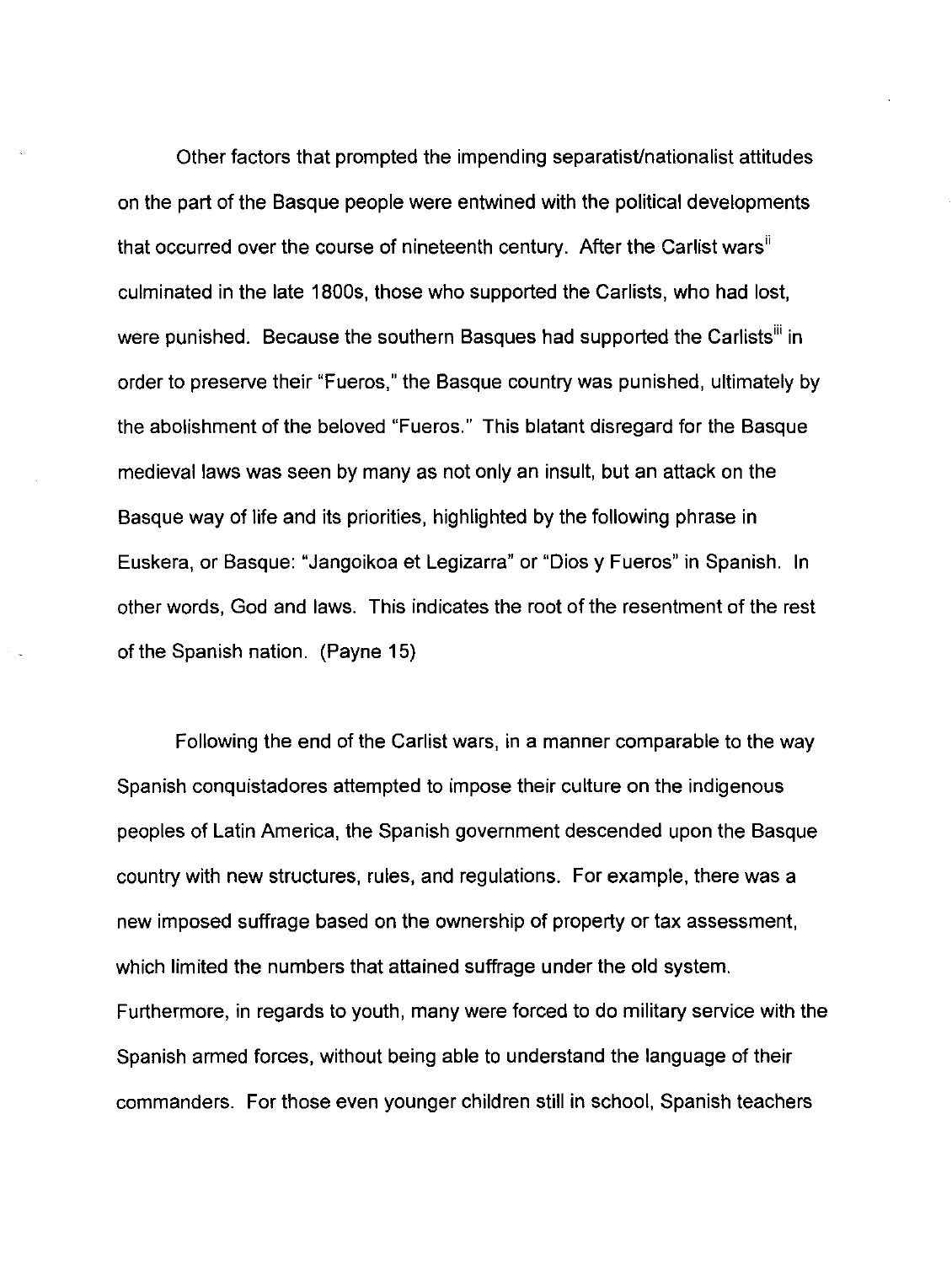Other factors that prompted the impending separatist/nationalist attitudes on the part of the Basque people were entwined with the political developments that occurred over the course of nineteenth century. After the Carlist wars[ii] culminated in the late 1800s, those who supported the Carlists, who had lost, were punished. Because the southern Basques had supported the Carlists[iii] in order to preserve their "Fueros," the Basque country was punished, ultimately by the abolishment of the beloved "Fueros." This blatant disregard for the Basque medieval laws was seen by many as not only an insult, but an attack on the Basque way of life and its priorities, highlighted by the following phrase in Euskera, or Basque: "Jangoikoa et Legizarra" or "Dios y Fueros" in Spanish. In other words, God and laws. This indicates the root of the resentment of the rest of the Spanish nation. (Payne 15)

Following the end of the Carlist wars, in a manner comparable to the way Spanish conquistadores attempted to impose their culture on the indigenous peoples of Latin America, the Spanish government descended upon the Basque country with new structures, rules, and regulations. For example, there was a new imposed suffrage based on the ownership of property or tax assessment, which limited the numbers that attained suffrage under the old system. Furthermore, in regards to youth, many were forced to do military service with the Spanish armed forces, without being able to understand the language of their commanders. For those even younger children still in school, Spanish teachers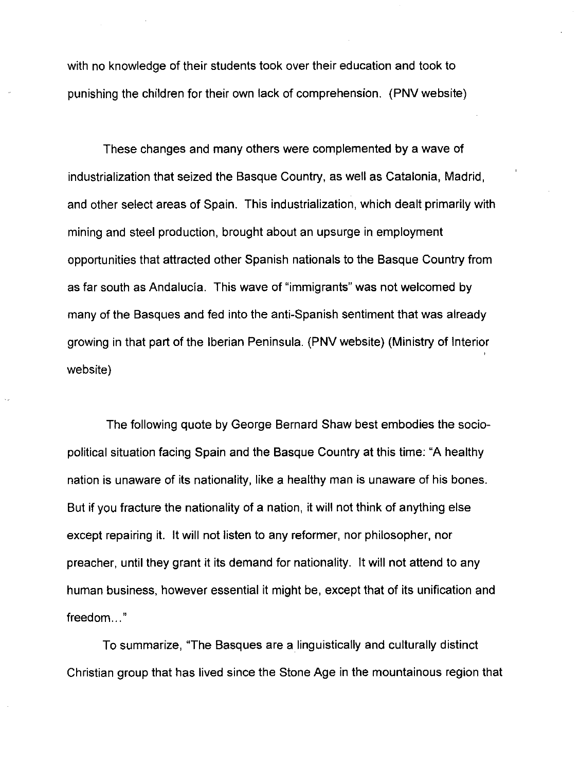with no knowledge of their students took over their education and took to punishing the children for their own lack of comprehension. (PNV website)

These changes and many others were complemented by a wave of industrialization that seized the Basque Country, as well as Catalonia, Madrid, and other select areas of Spain. This industrialization, which dealt primarily with mining and steel production, brought about an upsurge in employment opportunities that attracted other Spanish nationals to the Basque Country from as far south as Andalucía. This wave of "immigrants" was not welcomed by many of the Basques and fed into the anti-Spanish sentiment that was already growing in that part of the Iberian Peninsula. (PNV website) (Ministry of Interior website)

The following quote by George Bernard Shaw best embodies the socio-political situation facing Spain and the Basque Country at this time: "A healthy nation is unaware of its nationality, like a healthy man is unaware of his bones. But if you fracture the nationality of a nation, it will not think of anything else except repairing it. It will not listen to any reformer, nor philosopher, nor preacher, until they grant it its demand for nationality. It will not attend to any human business, however essential it might be, except that of its unification and freedom..."

To summarize, "The Basques are a linguistically and culturally distinct Christian group that has lived since the Stone Age in the mountainous region that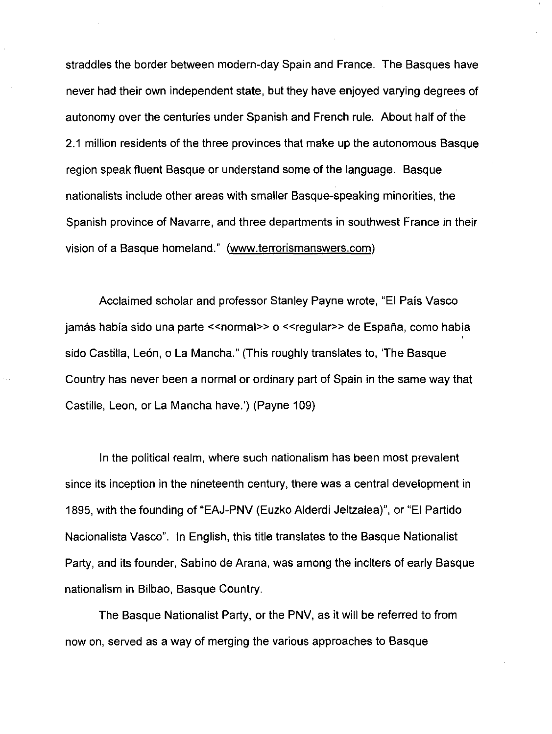straddles the border between modern-day Spain and France. The Basques have never had their own independent state, but they have enjoyed varying degrees of autonomy over the centuries under Spanish and French rule. About half of the 2.1 million residents of the three provinces that make up the autonomous Basque region speak fluent Basque or understand some of the language. Basque nationalists include other areas with smaller Basque-speaking minorities, the Spanish province of Navarre, and three departments in southwest France in their vision of a Basque homeland." (www.terrorismanswers.com)

Acclaimed scholar and professor Stanley Payne wrote, "El País Vasco jamás había sido una parte <<normal>> o <<regular>> de España, como había sido Castilla, León, o La Mancha." (This roughly translates to, 'The Basque Country has never been a normal or ordinary part of Spain in the same way that Castille, Leon, or La Mancha have.') (Payne 109)

In the political realm, where such nationalism has been most prevalent since its inception in the nineteenth century, there was a central development in 1895, with the founding of "EAJ-PNV (Euzko Alderdi Jeltzalea)", or "El Partido Nacionalista Vasco". In English, this title translates to the Basque Nationalist Party, and its founder, Sabino de Arana, was among the inciters of early Basque nationalism in Bilbao, Basque Country.

The Basque Nationalist Party, or the PNV, as it will be referred to from now on, served as a way of merging the various approaches to Basque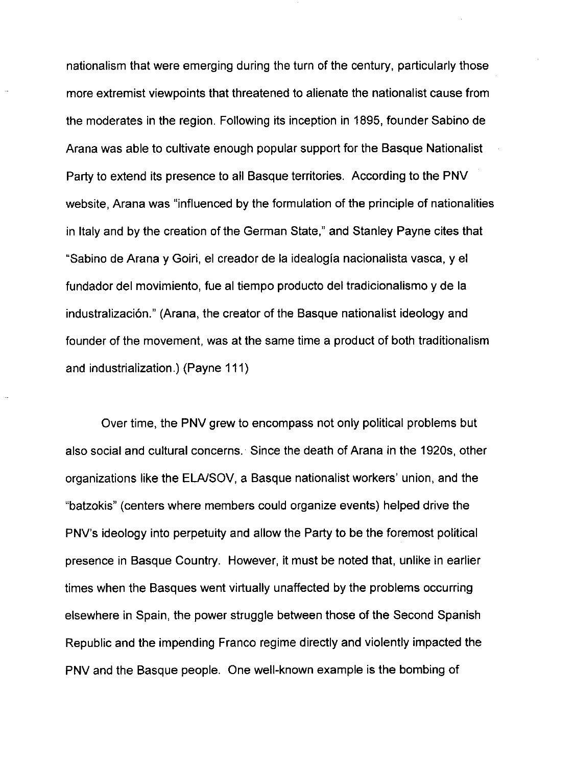nationalism that were emerging during the turn of the century, particularly those more extremist viewpoints that threatened to alienate the nationalist cause from the moderates in the region. Following its inception in 1895, founder Sabino de Arana was able to cultivate enough popular support for the Basque Nationalist Party to extend its presence to all Basque territories. According to the PNV website, Arana was "influenced by the formulation of the principle of nationalities in Italy and by the creation of the German State," and Stanley Payne cites that "Sabino de Arana y Goiri, el creador de la idealogía nacionalista vasca, y el fundador del movimiento, fue al tiempo producto del tradicionalismo y de la industralización." (Arana, the creator of the Basque nationalist ideology and founder of the movement, was at the same time a product of both traditionalism and industrialization.) (Payne 111)

Over time, the PNV grew to encompass not only political problems but also social and cultural concerns. Since the death of Arana in the 1920s, other organizations like the ELA/SOV, a Basque nationalist workers' union, and the "batzokis" (centers where members could organize events) helped drive the PNV's ideology into perpetuity and allow the Party to be the foremost political presence in Basque Country. However, it must be noted that, unlike in earlier times when the Basques went virtually unaffected by the problems occurring elsewhere in Spain, the power struggle between those of the Second Spanish Republic and the impending Franco regime directly and violently impacted the PNV and the Basque people. One well-known example is the bombing of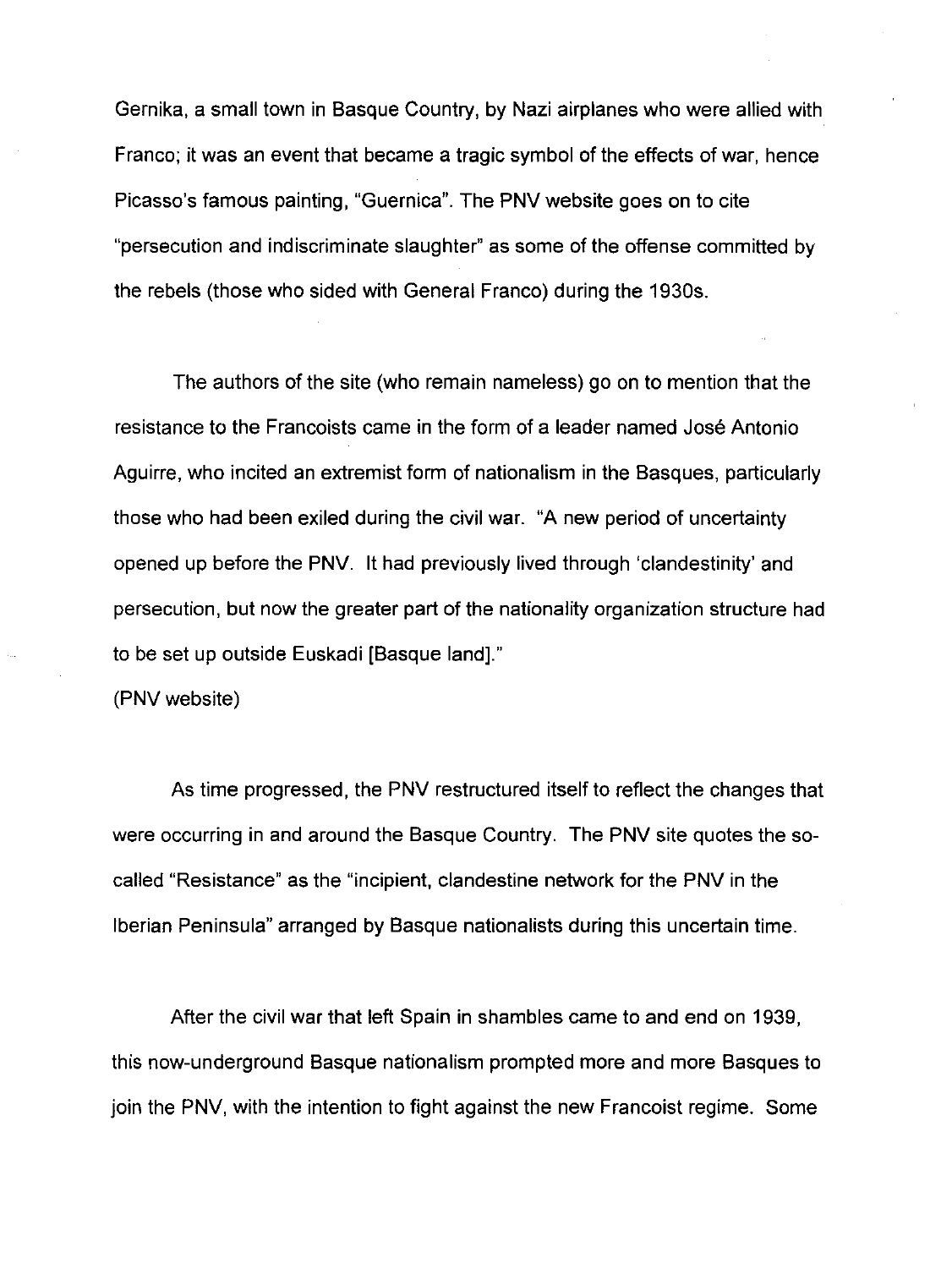Gernika, a small town in Basque Country, by Nazi airplanes who were allied with Franco; it was an event that became a tragic symbol of the effects of war, hence Picasso's famous painting, "Guernica". The PNV website goes on to cite "persecution and indiscriminate slaughter" as some of the offense committed by the rebels (those who sided with General Franco) during the 1930s.

The authors of the site (who remain nameless) go on to mention that the resistance to the Francoists came in the form of a leader named José Antonio Aguirre, who incited an extremist form of nationalism in the Basques, particularly those who had been exiled during the civil war. "A new period of uncertainty opened up before the PNV. It had previously lived through 'clandestinity' and persecution, but now the greater part of the nationality organization structure had to be set up outside Euskadi [Basque land]."
(PNV website)

As time progressed, the PNV restructured itself to reflect the changes that were occurring in and around the Basque Country. The PNV site quotes the so-called "Resistance" as the "incipient, clandestine network for the PNV in the Iberian Peninsula" arranged by Basque nationalists during this uncertain time.

After the civil war that left Spain in shambles came to and end on 1939, this now-underground Basque nationalism prompted more and more Basques to join the PNV, with the intention to fight against the new Francoist regime. Some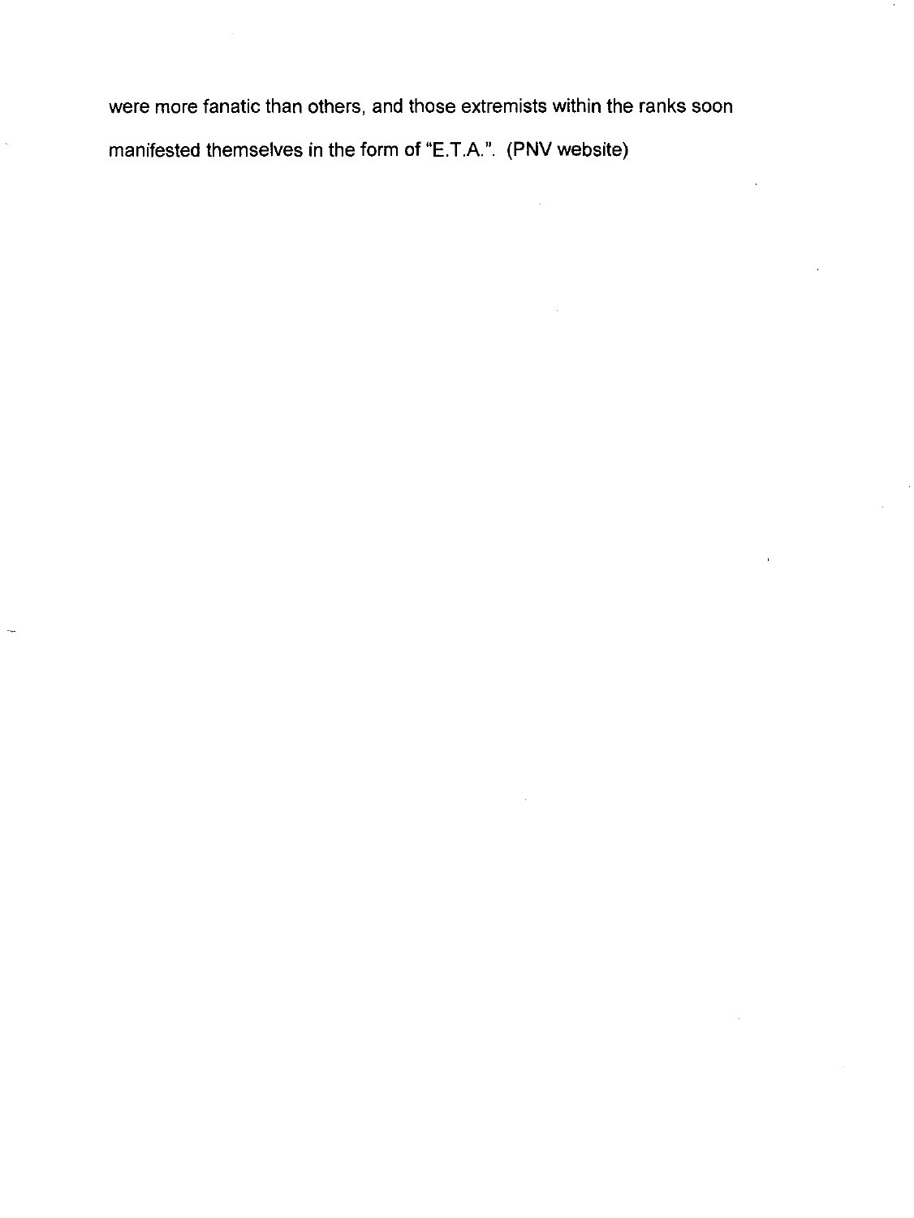were more fanatic than others, and those extremists within the ranks soon manifested themselves in the form of "E.T.A.". (PNV website)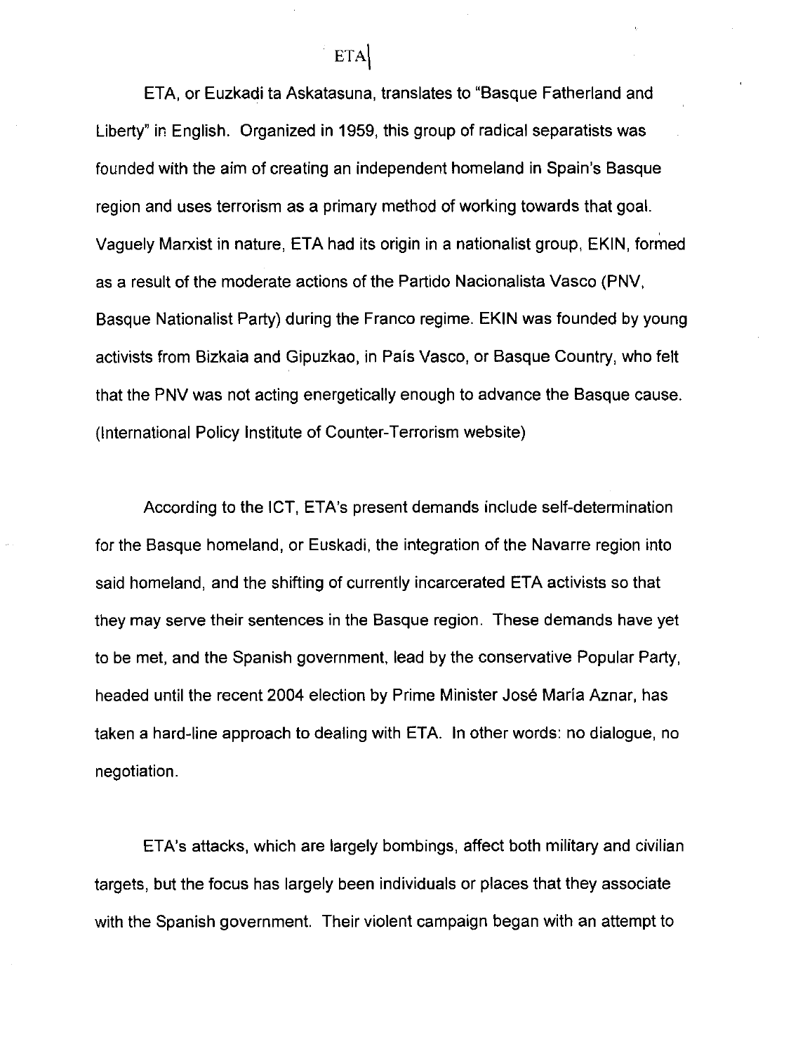# ETA

ETA, or Euzkadi ta Askatasuna, translates to "Basque Fatherland and Liberty" in English. Organized in 1959, this group of radical separatists was founded with the aim of creating an independent homeland in Spain's Basque region and uses terrorism as a primary method of working towards that goal. Vaguely Marxist in nature, ETA had its origin in a nationalist group, EKIN, formed as a result of the moderate actions of the Partido Nacionalista Vasco (PNV, Basque Nationalist Party) during the Franco regime. EKIN was founded by young activists from Bizkaia and Gipuzkao, in País Vasco, or Basque Country, who felt that the PNV was not acting energetically enough to advance the Basque cause. (International Policy Institute of Counter-Terrorism website)

According to the ICT, ETA's present demands include self-determination for the Basque homeland, or Euskadi, the integration of the Navarre region into said homeland, and the shifting of currently incarcerated ETA activists so that they may serve their sentences in the Basque region. These demands have yet to be met, and the Spanish government, lead by the conservative Popular Party, headed until the recent 2004 election by Prime Minister José María Aznar, has taken a hard-line approach to dealing with ETA. In other words: no dialogue, no negotiation.

ETA's attacks, which are largely bombings, affect both military and civilian targets, but the focus has largely been individuals or places that they associate with the Spanish government. Their violent campaign began with an attempt to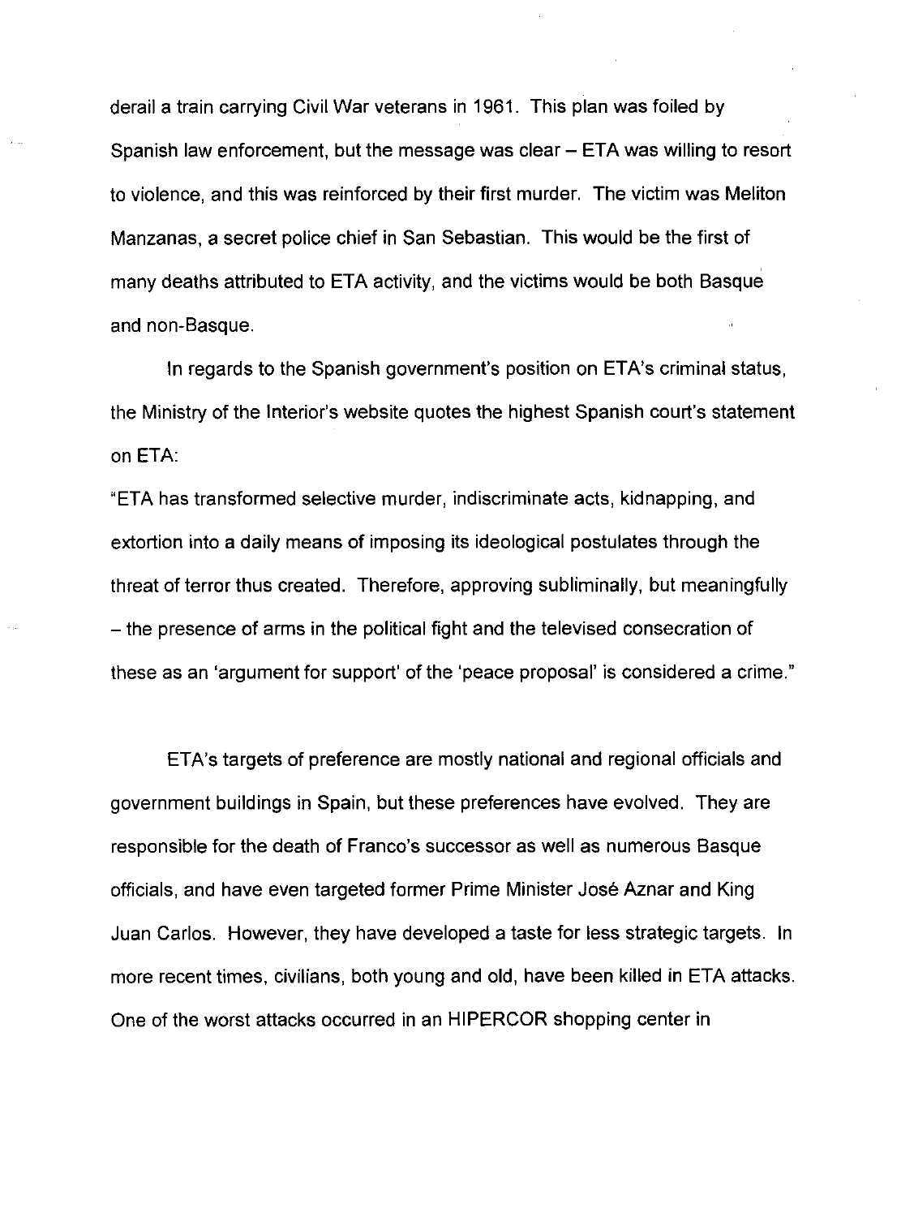derail a train carrying Civil War veterans in 1961. This plan was foiled by Spanish law enforcement, but the message was clear – ETA was willing to resort to violence, and this was reinforced by their first murder. The victim was Meliton Manzanas, a secret police chief in San Sebastian. This would be the first of many deaths attributed to ETA activity, and the victims would be both Basque and non-Basque.

In regards to the Spanish government's position on ETA's criminal status, the Ministry of the Interior's website quotes the highest Spanish court's statement on ETA:

"ETA has transformed selective murder, indiscriminate acts, kidnapping, and extortion into a daily means of imposing its ideological postulates through the threat of terror thus created. Therefore, approving subliminally, but meaningfully – the presence of arms in the political fight and the televised consecration of these as an 'argument for support' of the 'peace proposal' is considered a crime."

ETA's targets of preference are mostly national and regional officials and government buildings in Spain, but these preferences have evolved. They are responsible for the death of Franco's successor as well as numerous Basque officials, and have even targeted former Prime Minister José Aznar and King Juan Carlos. However, they have developed a taste for less strategic targets. In more recent times, civilians, both young and old, have been killed in ETA attacks. One of the worst attacks occurred in an HIPERCOR shopping center in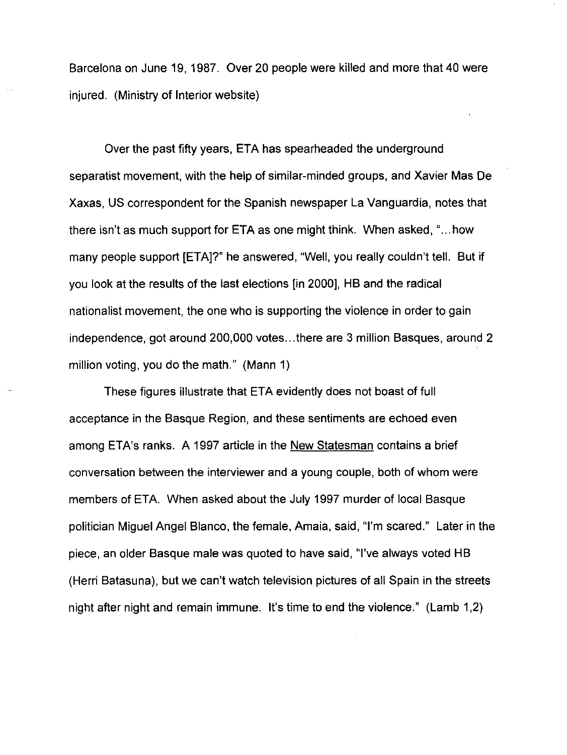Barcelona on June 19, 1987. Over 20 people were killed and more that 40 were injured. (Ministry of Interior website)

Over the past fifty years, ETA has spearheaded the underground separatist movement, with the help of similar-minded groups, and Xavier Mas De Xaxas, US correspondent for the Spanish newspaper La Vanguardia, notes that there isn't as much support for ETA as one might think. When asked, "...how many people support [ETA]?" he answered, "Well, you really couldn't tell. But if you look at the results of the last elections [in 2000], HB and the radical nationalist movement, the one who is supporting the violence in order to gain independence, got around 200,000 votes...there are 3 million Basques, around 2 million voting, you do the math." (Mann 1)

These figures illustrate that ETA evidently does not boast of full acceptance in the Basque Region, and these sentiments are echoed even among ETA's ranks. A 1997 article in the New Statesman contains a brief conversation between the interviewer and a young couple, both of whom were members of ETA. When asked about the July 1997 murder of local Basque politician Miguel Angel Blanco, the female, Amaia, said, "I'm scared." Later in the piece, an older Basque male was quoted to have said, "I've always voted HB (Herri Batasuna), but we can't watch television pictures of all Spain in the streets night after night and remain immune. It's time to end the violence." (Lamb 1,2)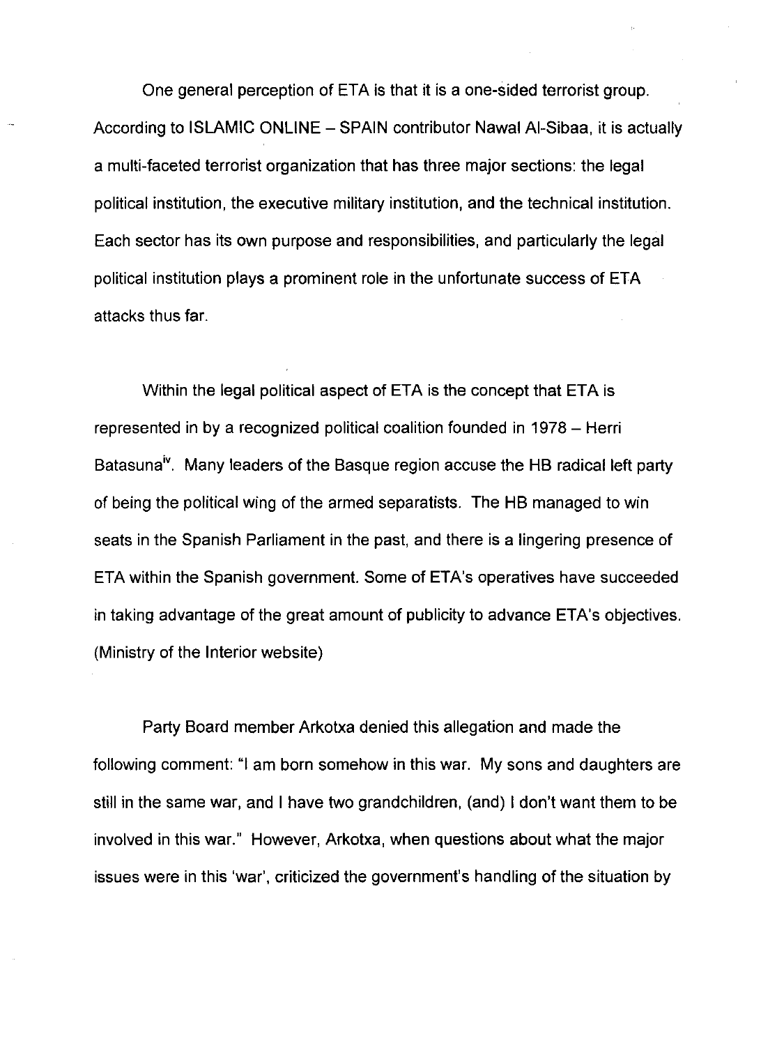One general perception of ETA is that it is a one-sided terrorist group. According to ISLAMIC ONLINE – SPAIN contributor Nawal Al-Sibaa, it is actually a multi-faceted terrorist organization that has three major sections: the legal political institution, the executive military institution, and the technical institution. Each sector has its own purpose and responsibilities, and particularly the legal political institution plays a prominent role in the unfortunate success of ETA attacks thus far.

Within the legal political aspect of ETA is the concept that ETA is represented in by a recognized political coalition founded in 1978 – Herri Batasuna[iv]. Many leaders of the Basque region accuse the HB radical left party of being the political wing of the armed separatists. The HB managed to win seats in the Spanish Parliament in the past, and there is a lingering presence of ETA within the Spanish government. Some of ETA's operatives have succeeded in taking advantage of the great amount of publicity to advance ETA's objectives. (Ministry of the Interior website)

Party Board member Arkotxa denied this allegation and made the following comment: "I am born somehow in this war. My sons and daughters are still in the same war, and I have two grandchildren, (and) I don't want them to be involved in this war." However, Arkotxa, when questions about what the major issues were in this 'war', criticized the government's handling of the situation by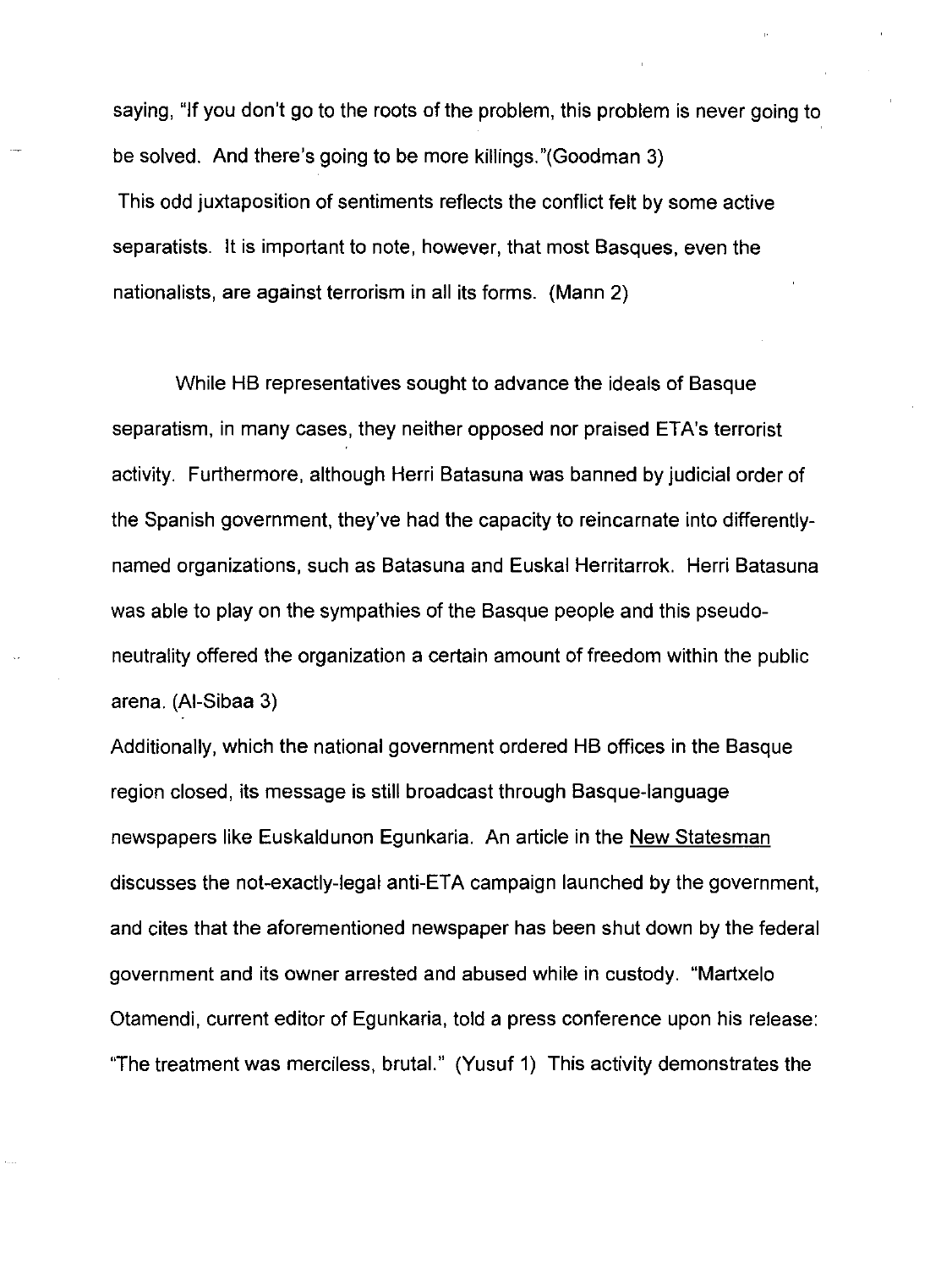saying, "If you don't go to the roots of the problem, this problem is never going to be solved. And there's going to be more killings."(Goodman 3)

This odd juxtaposition of sentiments reflects the conflict felt by some active separatists. It is important to note, however, that most Basques, even the nationalists, are against terrorism in all its forms. (Mann 2)

While HB representatives sought to advance the ideals of Basque separatism, in many cases, they neither opposed nor praised ETA's terrorist activity. Furthermore, although Herri Batasuna was banned by judicial order of the Spanish government, they've had the capacity to reincarnate into differently-named organizations, such as Batasuna and Euskal Herritarrok. Herri Batasuna was able to play on the sympathies of the Basque people and this pseudo-neutrality offered the organization a certain amount of freedom within the public arena. (Al-Sibaa 3)

Additionally, which the national government ordered HB offices in the Basque region closed, its message is still broadcast through Basque-language newspapers like Euskaldunon Egunkaria. An article in the New Statesman discusses the not-exactly-legal anti-ETA campaign launched by the government, and cites that the aforementioned newspaper has been shut down by the federal government and its owner arrested and abused while in custody. "Martxelo Otamendi, current editor of Egunkaria, told a press conference upon his release: "The treatment was merciless, brutal." (Yusuf 1) This activity demonstrates the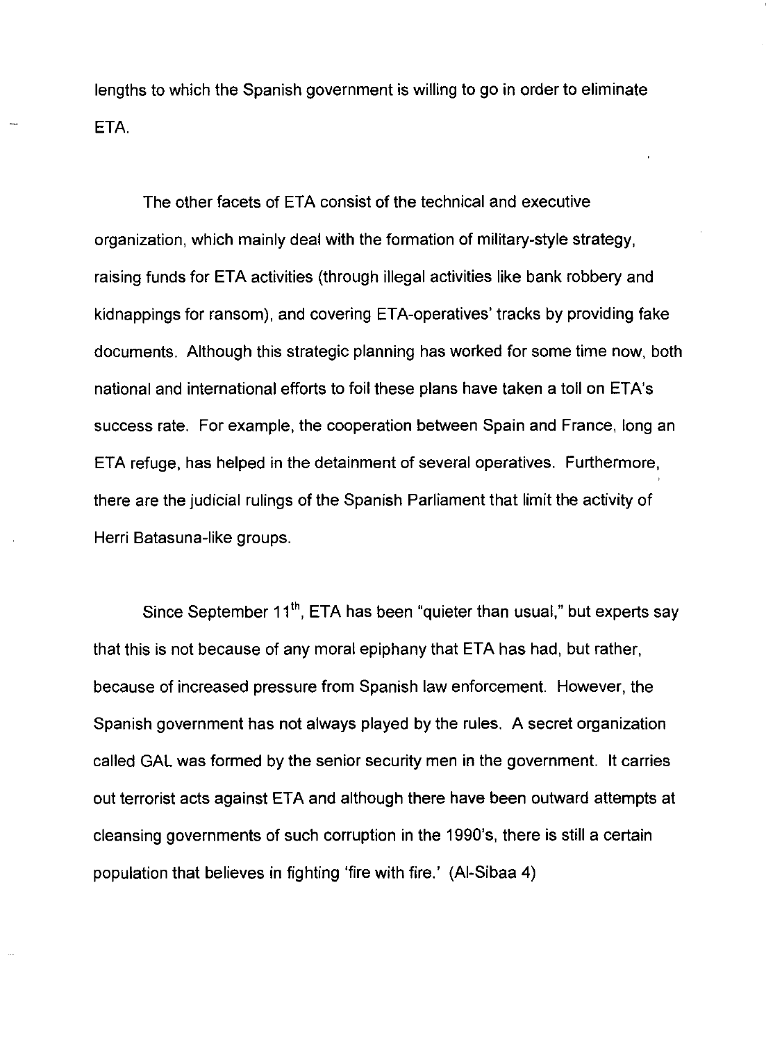lengths to which the Spanish government is willing to go in order to eliminate ETA.

The other facets of ETA consist of the technical and executive organization, which mainly deal with the formation of military-style strategy, raising funds for ETA activities (through illegal activities like bank robbery and kidnappings for ransom), and covering ETA-operatives' tracks by providing fake documents. Although this strategic planning has worked for some time now, both national and international efforts to foil these plans have taken a toll on ETA's success rate. For example, the cooperation between Spain and France, long an ETA refuge, has helped in the detainment of several operatives. Furthermore, there are the judicial rulings of the Spanish Parliament that limit the activity of Herri Batasuna-like groups.

Since September 11th, ETA has been "quieter than usual," but experts say that this is not because of any moral epiphany that ETA has had, but rather, because of increased pressure from Spanish law enforcement. However, the Spanish government has not always played by the rules. A secret organization called GAL was formed by the senior security men in the government. It carries out terrorist acts against ETA and although there have been outward attempts at cleansing governments of such corruption in the 1990's, there is still a certain population that believes in fighting 'fire with fire.' (Al-Sibaa 4)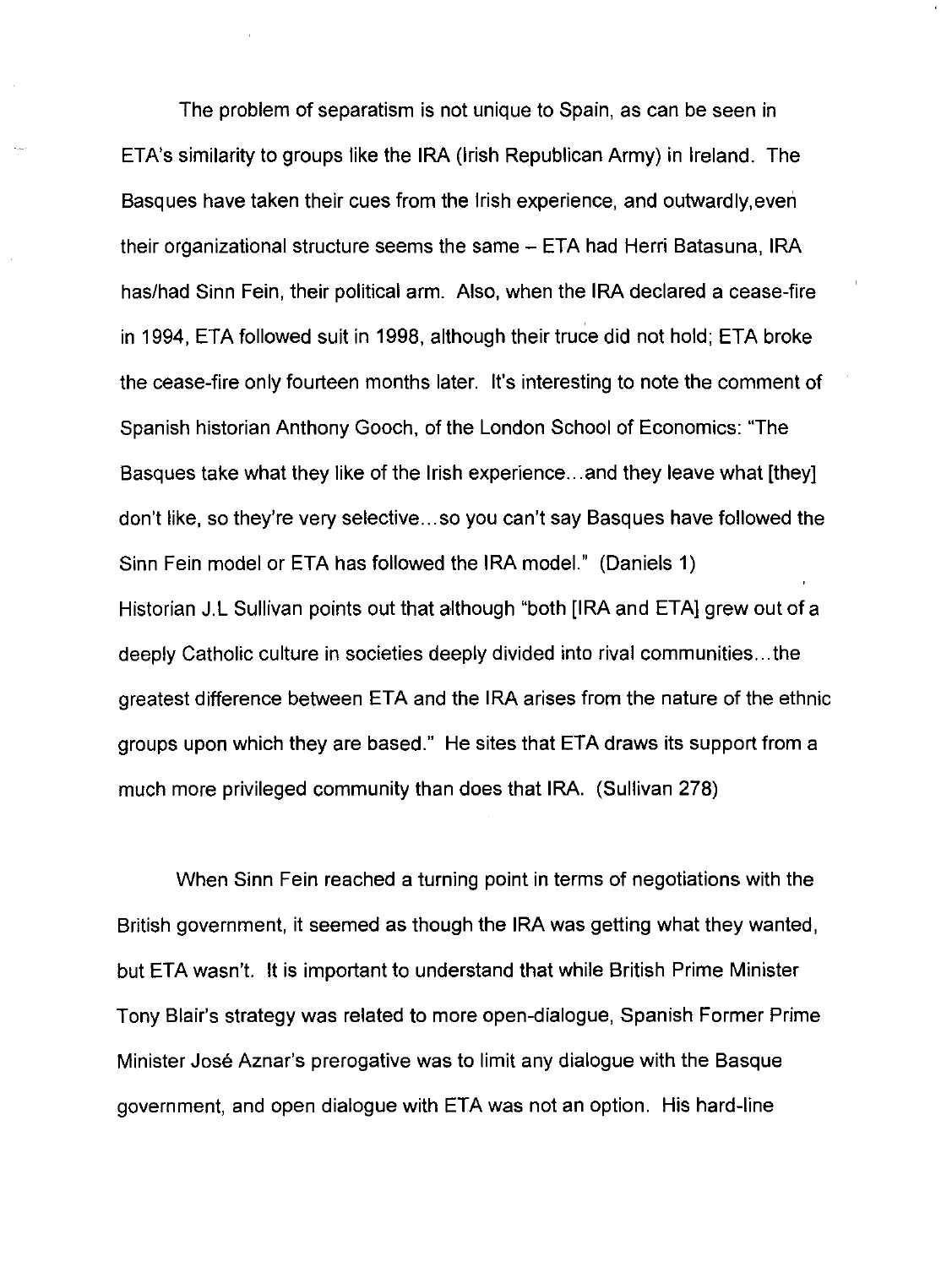The problem of separatism is not unique to Spain, as can be seen in ETA's similarity to groups like the IRA (Irish Republican Army) in Ireland. The Basques have taken their cues from the Irish experience, and outwardly,even their organizational structure seems the same – ETA had Herri Batasuna, IRA has/had Sinn Fein, their political arm. Also, when the IRA declared a cease-fire in 1994, ETA followed suit in 1998, although their truce did not hold; ETA broke the cease-fire only fourteen months later. It's interesting to note the comment of Spanish historian Anthony Gooch, of the London School of Economics: "The Basques take what they like of the Irish experience…and they leave what [they] don't like, so they're very selective…so you can't say Basques have followed the Sinn Fein model or ETA has followed the IRA model." (Daniels 1)
Historian J.L Sullivan points out that although "both [IRA and ETA] grew out of a deeply Catholic culture in societies deeply divided into rival communities…the greatest difference between ETA and the IRA arises from the nature of the ethnic groups upon which they are based." He sites that ETA draws its support from a much more privileged community than does that IRA. (Sullivan 278)

When Sinn Fein reached a turning point in terms of negotiations with the British government, it seemed as though the IRA was getting what they wanted, but ETA wasn't. It is important to understand that while British Prime Minister Tony Blair's strategy was related to more open-dialogue, Spanish Former Prime Minister José Aznar's prerogative was to limit any dialogue with the Basque government, and open dialogue with ETA was not an option. His hard-line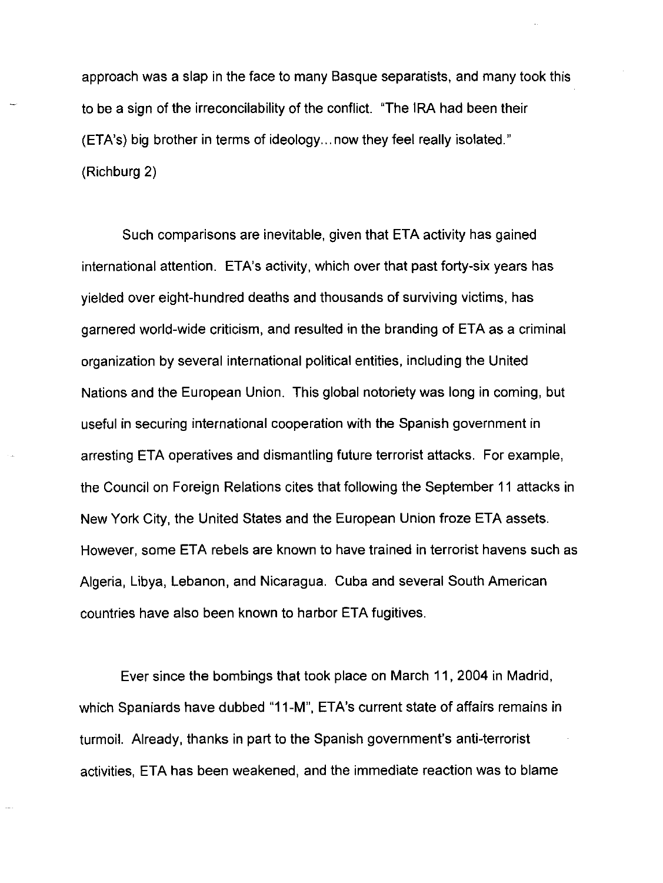approach was a slap in the face to many Basque separatists, and many took this to be a sign of the irreconcilability of the conflict. "The IRA had been their (ETA's) big brother in terms of ideology... now they feel really isolated." (Richburg 2)

Such comparisons are inevitable, given that ETA activity has gained international attention. ETA's activity, which over that past forty-six years has yielded over eight-hundred deaths and thousands of surviving victims, has garnered world-wide criticism, and resulted in the branding of ETA as a criminal organization by several international political entities, including the United Nations and the European Union. This global notoriety was long in coming, but useful in securing international cooperation with the Spanish government in arresting ETA operatives and dismantling future terrorist attacks. For example, the Council on Foreign Relations cites that following the September 11 attacks in New York City, the United States and the European Union froze ETA assets. However, some ETA rebels are known to have trained in terrorist havens such as Algeria, Libya, Lebanon, and Nicaragua. Cuba and several South American countries have also been known to harbor ETA fugitives.

Ever since the bombings that took place on March 11, 2004 in Madrid, which Spaniards have dubbed "11-M", ETA's current state of affairs remains in turmoil. Already, thanks in part to the Spanish government's anti-terrorist activities, ETA has been weakened, and the immediate reaction was to blame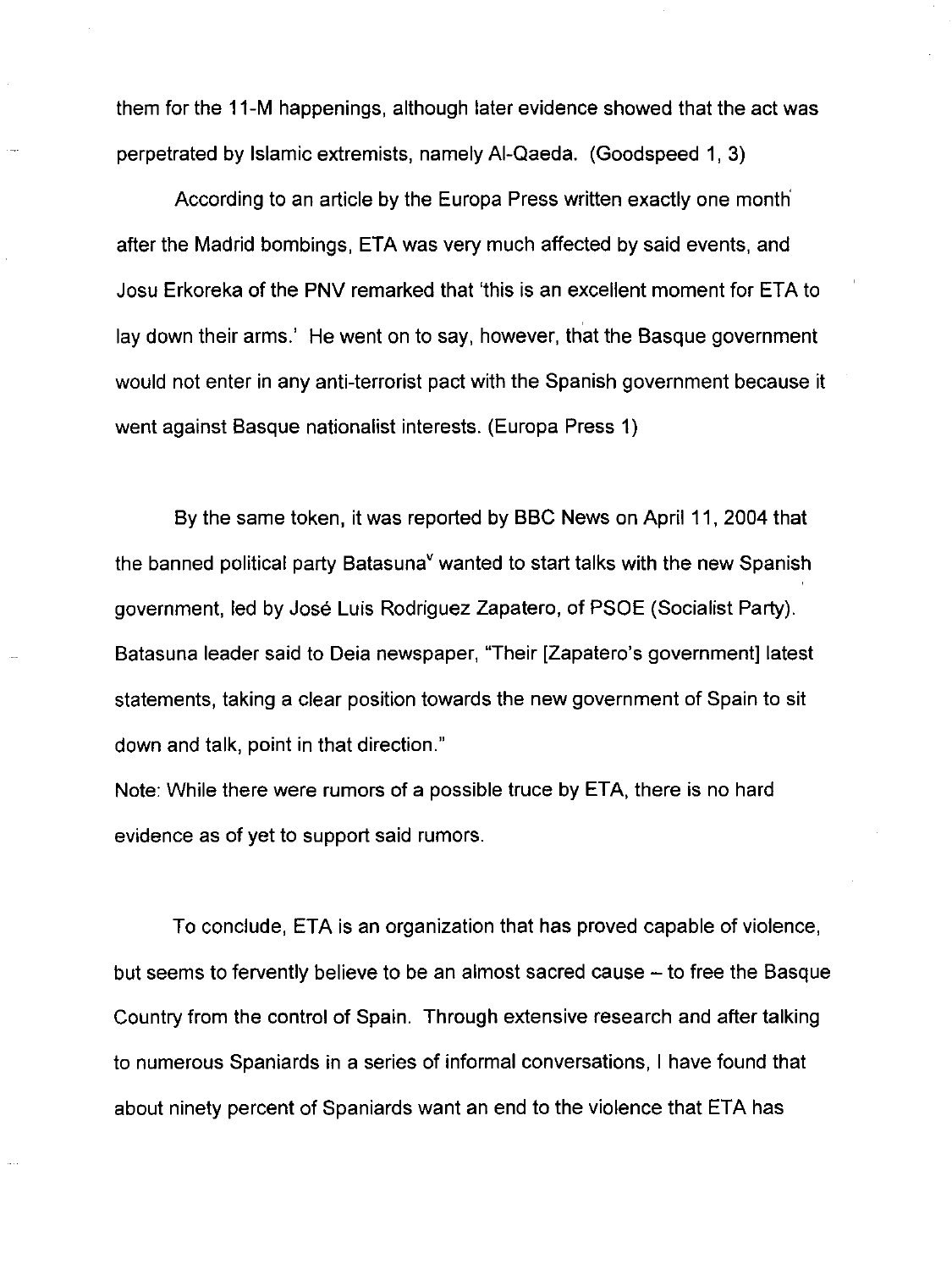them for the 11-M happenings, although later evidence showed that the act was perpetrated by Islamic extremists, namely Al-Qaeda. (Goodspeed 1, 3)

According to an article by the Europa Press written exactly one month after the Madrid bombings, ETA was very much affected by said events, and Josu Erkoreka of the PNV remarked that 'this is an excellent moment for ETA to lay down their arms.' He went on to say, however, that the Basque government would not enter in any anti-terrorist pact with the Spanish government because it went against Basque nationalist interests. (Europa Press 1)

By the same token, it was reported by BBC News on April 11, 2004 that the banned political party Batasuna[v] wanted to start talks with the new Spanish government, led by José Luis Rodriguez Zapatero, of PSOE (Socialist Party). Batasuna leader said to Deia newspaper, "Their [Zapatero's government] latest statements, taking a clear position towards the new government of Spain to sit down and talk, point in that direction."

Note: While there were rumors of a possible truce by ETA, there is no hard evidence as of yet to support said rumors.

To conclude, ETA is an organization that has proved capable of violence, but seems to fervently believe to be an almost sacred cause – to free the Basque Country from the control of Spain. Through extensive research and after talking to numerous Spaniards in a series of informal conversations, I have found that about ninety percent of Spaniards want an end to the violence that ETA has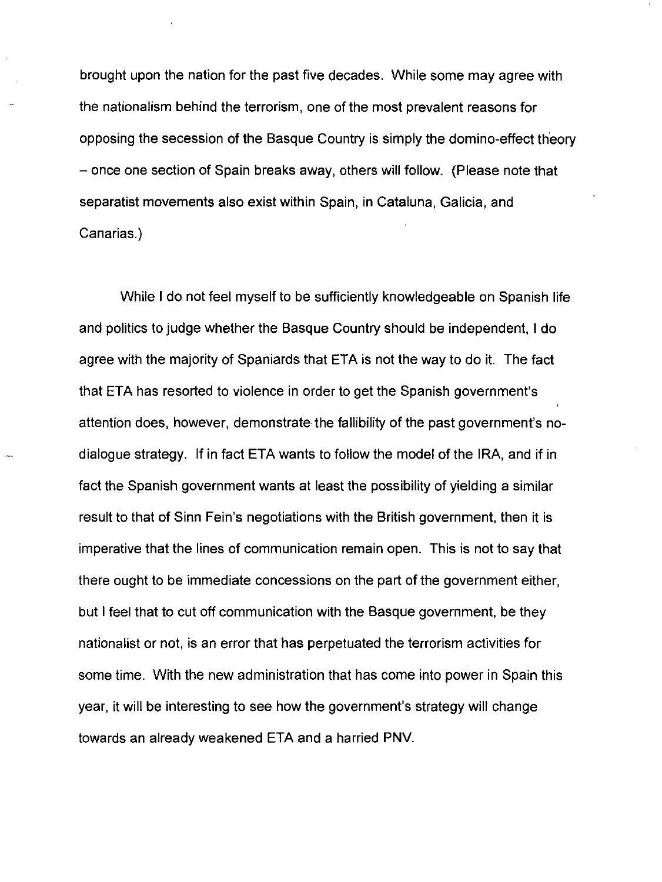brought upon the nation for the past five decades. While some may agree with the nationalism behind the terrorism, one of the most prevalent reasons for opposing the secession of the Basque Country is simply the domino-effect theory – once one section of Spain breaks away, others will follow. (Please note that separatist movements also exist within Spain, in Cataluna, Galicia, and Canarias.)

While I do not feel myself to be sufficiently knowledgeable on Spanish life and politics to judge whether the Basque Country should be independent, I do agree with the majority of Spaniards that ETA is not the way to do it. The fact that ETA has resorted to violence in order to get the Spanish government's attention does, however, demonstrate the fallibility of the past government's no-dialogue strategy. If in fact ETA wants to follow the model of the IRA, and if in fact the Spanish government wants at least the possibility of yielding a similar result to that of Sinn Fein's negotiations with the British government, then it is imperative that the lines of communication remain open. This is not to say that there ought to be immediate concessions on the part of the government either, but I feel that to cut off communication with the Basque government, be they nationalist or not, is an error that has perpetuated the terrorism activities for some time. With the new administration that has come into power in Spain this year, it will be interesting to see how the government's strategy will change towards an already weakened ETA and a harried PNV.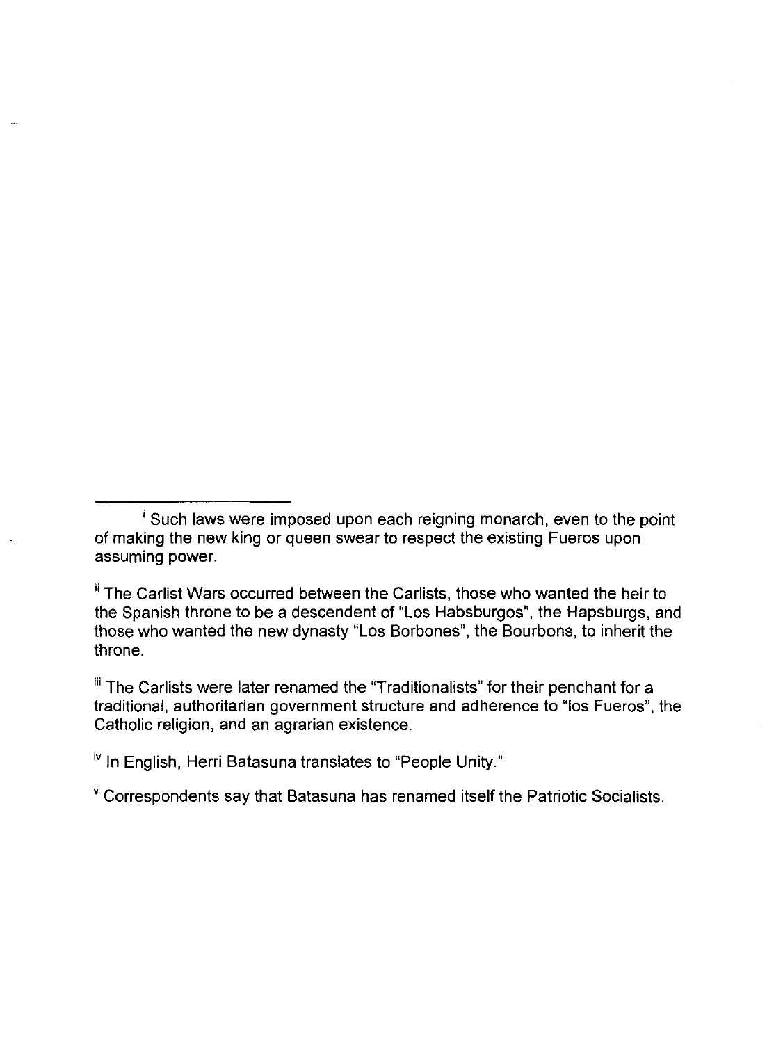---

[i] Such laws were imposed upon each reigning monarch, even to the point of making the new king or queen swear to respect the existing Fueros upon assuming power.

[ii] The Carlist Wars occurred between the Carlists, those who wanted the heir to the Spanish throne to be a descendent of "Los Habsburgos", the Hapsburgs, and those who wanted the new dynasty "Los Borbones", the Bourbons, to inherit the throne.

[iii] The Carlists were later renamed the "Traditionalists" for their penchant for a traditional, authoritarian government structure and adherence to "los Fueros", the Catholic religion, and an agrarian existence.

[iv] In English, Herri Batasuna translates to "People Unity."

[v] Correspondents say that Batasuna has renamed itself the Patriotic Socialists.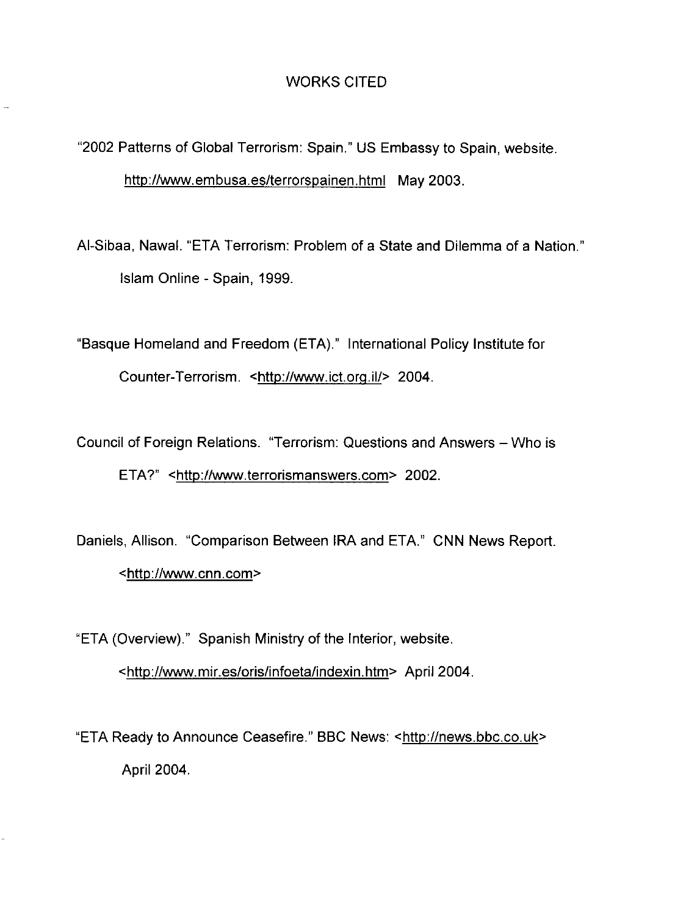# WORKS CITED

"2002 Patterns of Global Terrorism: Spain." US Embassy to Spain, website. http://www.embusa.es/terrorspainen.html May 2003.

Al-Sibaa, Nawal. "ETA Terrorism: Problem of a State and Dilemma of a Nation." Islam Online - Spain, 1999.

"Basque Homeland and Freedom (ETA)." International Policy Institute for Counter-Terrorism. <http://www.ict.org.il/> 2004.

Council of Foreign Relations. "Terrorism: Questions and Answers – Who is ETA?" <http://www.terrorismanswers.com> 2002.

Daniels, Allison. "Comparison Between IRA and ETA." CNN News Report. <http://www.cnn.com>

"ETA (Overview)." Spanish Ministry of the Interior, website. <http://www.mir.es/oris/infoeta/indexin.htm> April 2004.

"ETA Ready to Announce Ceasefire." BBC News: <http://news.bbc.co.uk> April 2004.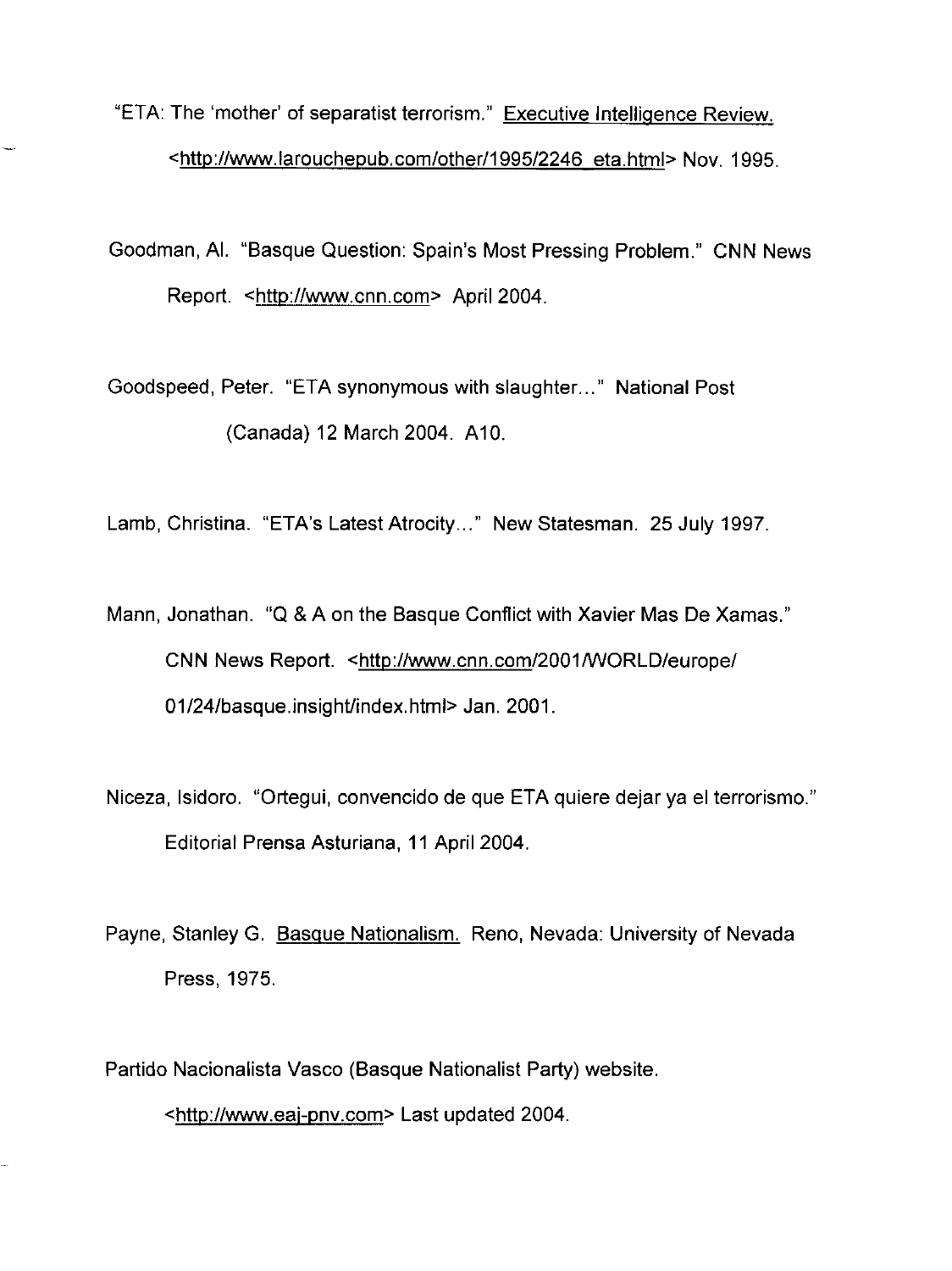"ETA: The 'mother' of separatist terrorism." Executive Intelligence Review. <http://www.larouchepub.com/other/1995/2246_eta.html> Nov. 1995.

Goodman, Al. "Basque Question: Spain's Most Pressing Problem." CNN News Report. <http://www.cnn.com> April 2004.

Goodspeed, Peter. "ETA synonymous with slaughter..." National Post (Canada) 12 March 2004. A10.

Lamb, Christina. "ETA's Latest Atrocity..." New Statesman. 25 July 1997.

Mann, Jonathan. "Q & A on the Basque Conflict with Xavier Mas De Xamas." CNN News Report. <http://www.cnn.com/2001/WORLD/europe/01/24/basque.insight/index.html> Jan. 2001.

Niceza, Isidoro. "Ortegui, convencido de que ETA quiere dejar ya el terrorismo." Editorial Prensa Asturiana, 11 April 2004.

Payne, Stanley G. Basque Nationalism. Reno, Nevada: University of Nevada Press, 1975.

Partido Nacionalista Vasco (Basque Nationalist Party) website. <http://www.eaj-pnv.com> Last updated 2004.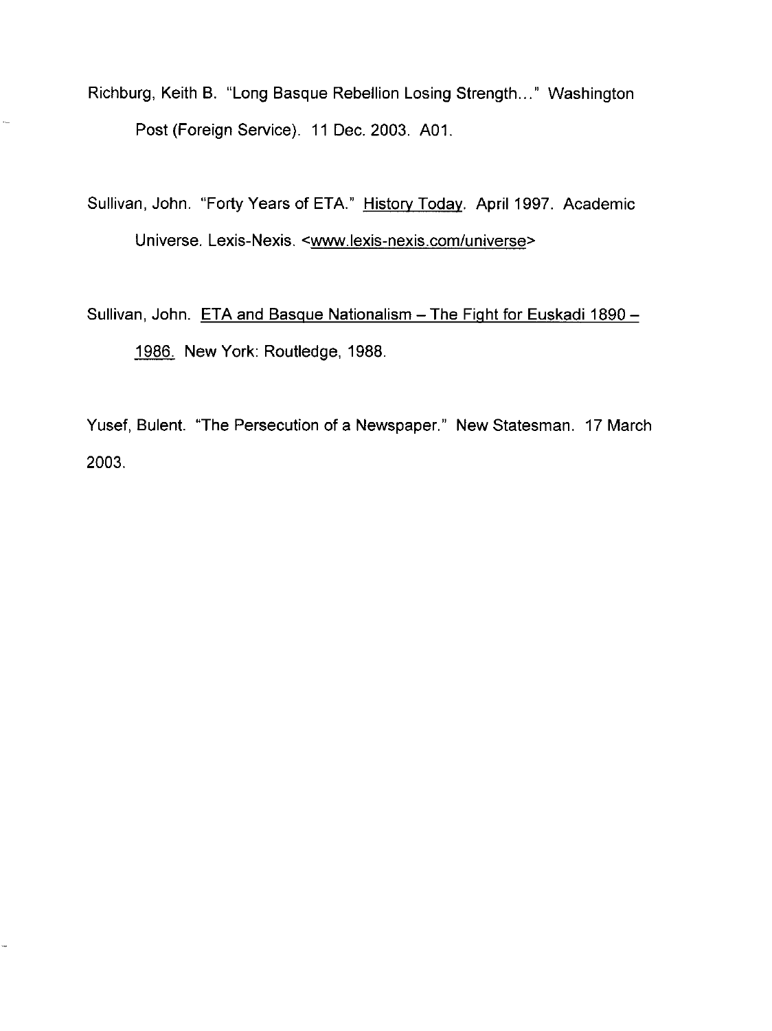Richburg, Keith B. "Long Basque Rebellion Losing Strength..." Washington Post (Foreign Service). 11 Dec. 2003. A01.

Sullivan, John. "Forty Years of ETA." History Today. April 1997. Academic Universe. Lexis-Nexis. <www.lexis-nexis.com/universe>

Sullivan, John. ETA and Basque Nationalism – The Fight for Euskadi 1890 – 1986. New York: Routledge, 1988.

Yusef, Bulent. "The Persecution of a Newspaper." New Statesman. 17 March 2003.